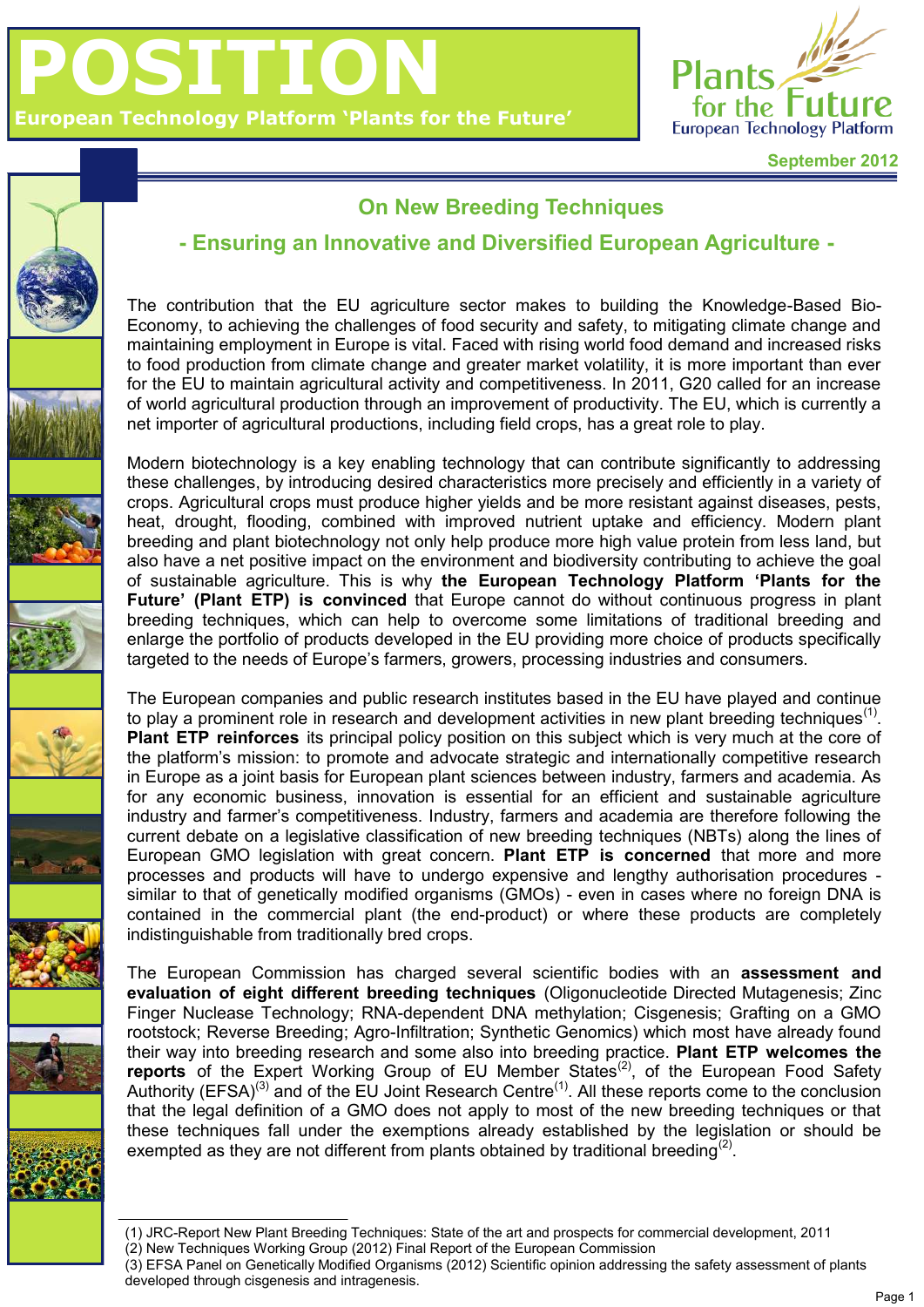# POSITION

European Technology Platform 'Plants for the Future'

Plants for the Future
European Technology Platform

September 2012

## On New Breeding Techniques

## - Ensuring an Innovative and Diversified European Agriculture -

The contribution that the EU agriculture sector makes to building the Knowledge-Based Bio-Economy, to achieving the challenges of food security and safety, to mitigating climate change and maintaining employment in Europe is vital. Faced with rising world food demand and increased risks to food production from climate change and greater market volatility, it is more important than ever for the EU to maintain agricultural activity and competitiveness. In 2011, G20 called for an increase of world agricultural production through an improvement of productivity. The EU, which is currently a net importer of agricultural productions, including field crops, has a great role to play.

Modern biotechnology is a key enabling technology that can contribute significantly to addressing these challenges, by introducing desired characteristics more precisely and efficiently in a variety of crops. Agricultural crops must produce higher yields and be more resistant against diseases, pests, heat, drought, flooding, combined with improved nutrient uptake and efficiency. Modern plant breeding and plant biotechnology not only help produce more high value protein from less land, but also have a net positive impact on the environment and biodiversity contributing to achieve the goal of sustainable agriculture. This is why **the European Technology Platform 'Plants for the Future' (Plant ETP) is convinced** that Europe cannot do without continuous progress in plant breeding techniques, which can help to overcome some limitations of traditional breeding and enlarge the portfolio of products developed in the EU providing more choice of products specifically targeted to the needs of Europe's farmers, growers, processing industries and consumers.

The European companies and public research institutes based in the EU have played and continue to play a prominent role in research and development activities in new plant breeding techniques[1]. **Plant ETP reinforces** its principal policy position on this subject which is very much at the core of the platform's mission: to promote and advocate strategic and internationally competitive research in Europe as a joint basis for European plant sciences between industry, farmers and academia. As for any economic business, innovation is essential for an efficient and sustainable agriculture industry and farmer's competitiveness. Industry, farmers and academia are therefore following the current debate on a legislative classification of new breeding techniques (NBTs) along the lines of European GMO legislation with great concern. **Plant ETP is concerned** that more and more processes and products will have to undergo expensive and lengthy authorisation procedures - similar to that of genetically modified organisms (GMOs) - even in cases where no foreign DNA is contained in the commercial plant (the end-product) or where these products are completely indistinguishable from traditionally bred crops.

The European Commission has charged several scientific bodies with an **assessment and evaluation of eight different breeding techniques** (Oligonucleotide Directed Mutagenesis; Zinc Finger Nuclease Technology; RNA-dependent DNA methylation; Cisgenesis; Grafting on a GMO rootstock; Reverse Breeding; Agro-Infiltration; Synthetic Genomics) which most have already found their way into breeding research and some also into breeding practice. **Plant ETP welcomes the reports** of the Expert Working Group of EU Member States[2], of the European Food Safety Authority (EFSA)[3] and of the EU Joint Research Centre[1]. All these reports come to the conclusion that the legal definition of a GMO does not apply to most of the new breeding techniques or that these techniques fall under the exemptions already established by the legislation or should be exempted as they are not different from plants obtained by traditional breeding[2].

---

(1) JRC-Report New Plant Breeding Techniques: State of the art and prospects for commercial development, 2011
(2) New Techniques Working Group (2012) Final Report of the European Commission
(3) EFSA Panel on Genetically Modified Organisms (2012) Scientific opinion addressing the safety assessment of plants developed through cisgenesis and intragenesis.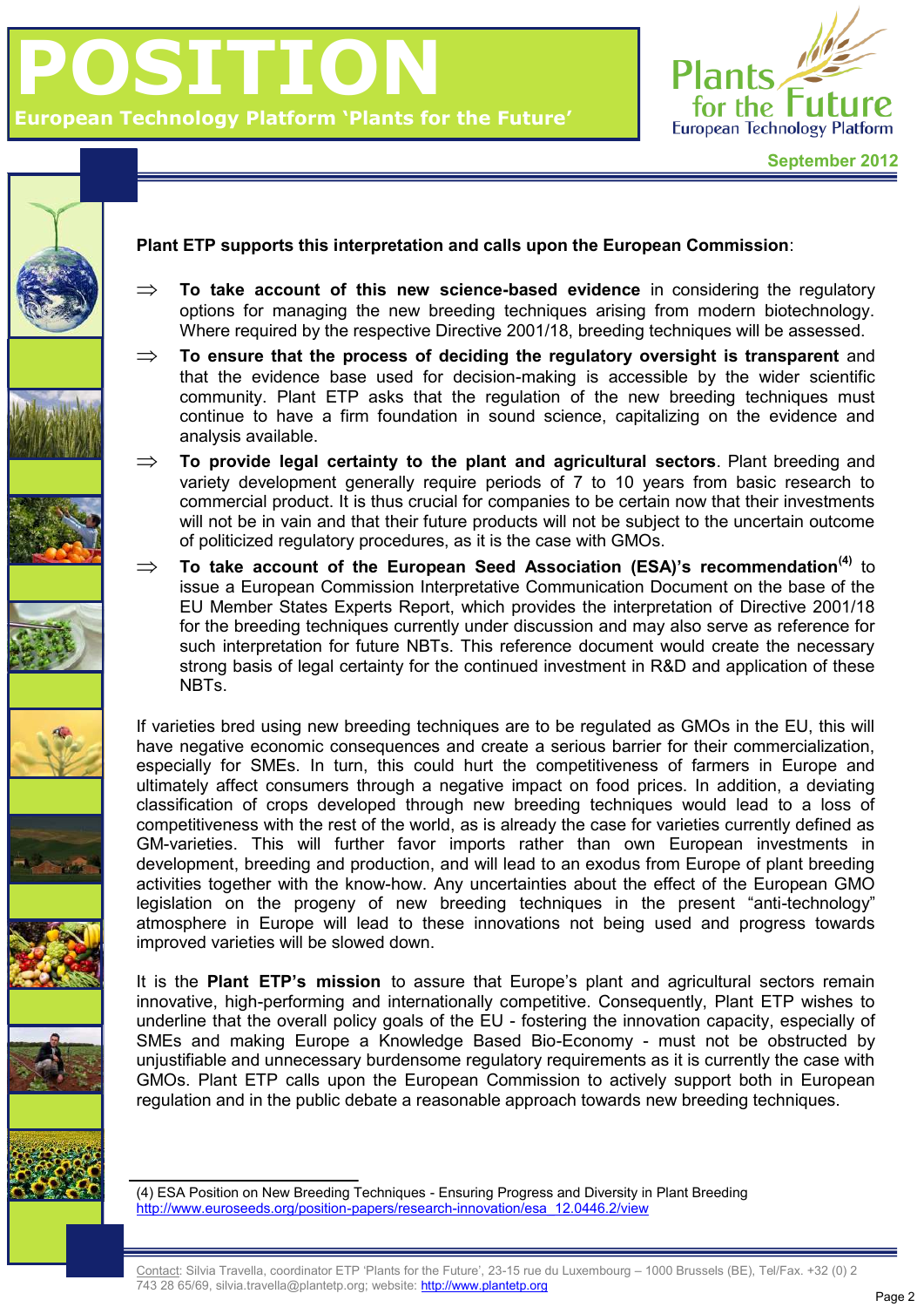**Plant ETP supports this interpretation and calls upon the European Commission**:

⇒ **To take account of this new science-based evidence** in considering the regulatory options for managing the new breeding techniques arising from modern biotechnology. Where required by the respective Directive 2001/18, breeding techniques will be assessed.

⇒ **To ensure that the process of deciding the regulatory oversight is transparent** and that the evidence base used for decision-making is accessible by the wider scientific community. Plant ETP asks that the regulation of the new breeding techniques must continue to have a firm foundation in sound science, capitalizing on the evidence and analysis available.

⇒ **To provide legal certainty to the plant and agricultural sectors**. Plant breeding and variety development generally require periods of 7 to 10 years from basic research to commercial product. It is thus crucial for companies to be certain now that their investments will not be in vain and that their future products will not be subject to the uncertain outcome of politicized regulatory procedures, as it is the case with GMOs.

⇒ **To take account of the European Seed Association (ESA)'s recommendation**[(4)] to issue a European Commission Interpretative Communication Document on the base of the EU Member States Experts Report, which provides the interpretation of Directive 2001/18 for the breeding techniques currently under discussion and may also serve as reference for such interpretation for future NBTs. This reference document would create the necessary strong basis of legal certainty for the continued investment in R&D and application of these NBTs.

If varieties bred using new breeding techniques are to be regulated as GMOs in the EU, this will have negative economic consequences and create a serious barrier for their commercialization, especially for SMEs. In turn, this could hurt the competitiveness of farmers in Europe and ultimately affect consumers through a negative impact on food prices. In addition, a deviating classification of crops developed through new breeding techniques would lead to a loss of competitiveness with the rest of the world, as is already the case for varieties currently defined as GM-varieties. This will further favor imports rather than own European investments in development, breeding and production, and will lead to an exodus from Europe of plant breeding activities together with the know-how. Any uncertainties about the effect of the European GMO legislation on the progeny of new breeding techniques in the present "anti-technology" atmosphere in Europe will lead to these innovations not being used and progress towards improved varieties will be slowed down.

It is the **Plant ETP's mission** to assure that Europe's plant and agricultural sectors remain innovative, high-performing and internationally competitive. Consequently, Plant ETP wishes to underline that the overall policy goals of the EU - fostering the innovation capacity, especially of SMEs and making Europe a Knowledge Based Bio-Economy - must not be obstructed by unjustifiable and unnecessary burdensome regulatory requirements as it is currently the case with GMOs. Plant ETP calls upon the European Commission to actively support both in European regulation and in the public debate a reasonable approach towards new breeding techniques.

---

(4) ESA Position on New Breeding Techniques - Ensuring Progress and Diversity in Plant Breeding
http://www.euroseeds.org/position-papers/research-innovation/esa_12.0446.2/view

Contact: Silvia Travella, coordinator ETP 'Plants for the Future', 23-15 rue du Luxembourg – 1000 Brussels (BE), Tel/Fax. +32 (0) 2 743 28 65/69, silvia.travella@plantetp.org; website: http://www.plantetp.org